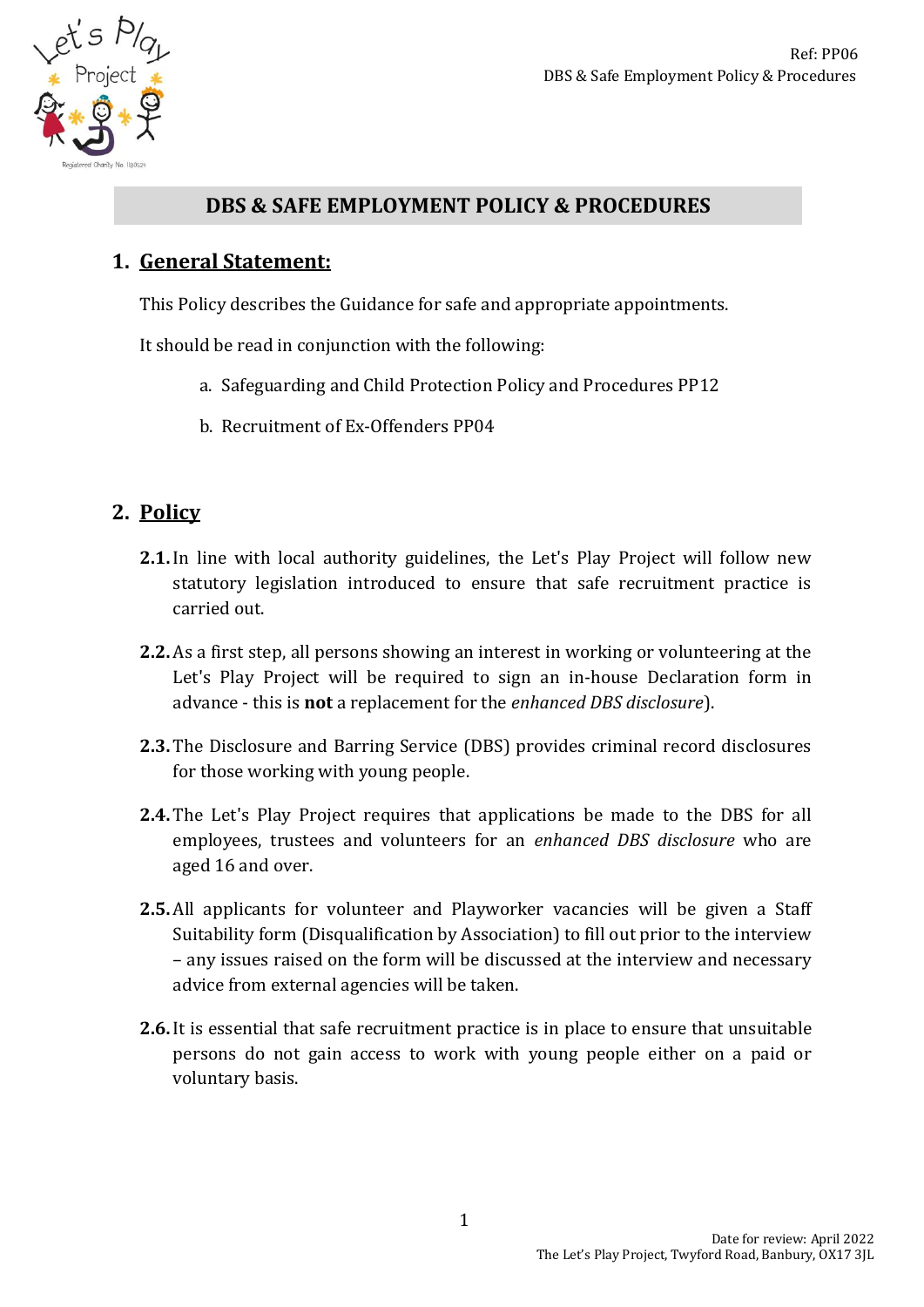# DBS & SAFE EMPLOYMENT POLICY & PROCEDURES

## 1. General Statement:

This Policy describes the Guidance for safe and appropriate appointments.

It should be read in conjunction with the following:

a. Safeguarding and Child Protection Policy and Procedures PP12

b. Recruitment of Ex-Offenders PP04

## 2. Policy

**2.1.** In line with local authority guidelines, the Let's Play Project will follow new statutory legislation introduced to ensure that safe recruitment practice is carried out.

**2.2.** As a first step, all persons showing an interest in working or volunteering at the Let's Play Project will be required to sign an in-house Declaration form in advance - this is **not** a replacement for the *enhanced DBS disclosure*).

**2.3.** The Disclosure and Barring Service (DBS) provides criminal record disclosures for those working with young people.

**2.4.** The Let's Play Project requires that applications be made to the DBS for all employees, trustees and volunteers for an *enhanced DBS disclosure* who are aged 16 and over.

**2.5.** All applicants for volunteer and Playworker vacancies will be given a Staff Suitability form (Disqualification by Association) to fill out prior to the interview – any issues raised on the form will be discussed at the interview and necessary advice from external agencies will be taken.

**2.6.** It is essential that safe recruitment practice is in place to ensure that unsuitable persons do not gain access to work with young people either on a paid or voluntary basis.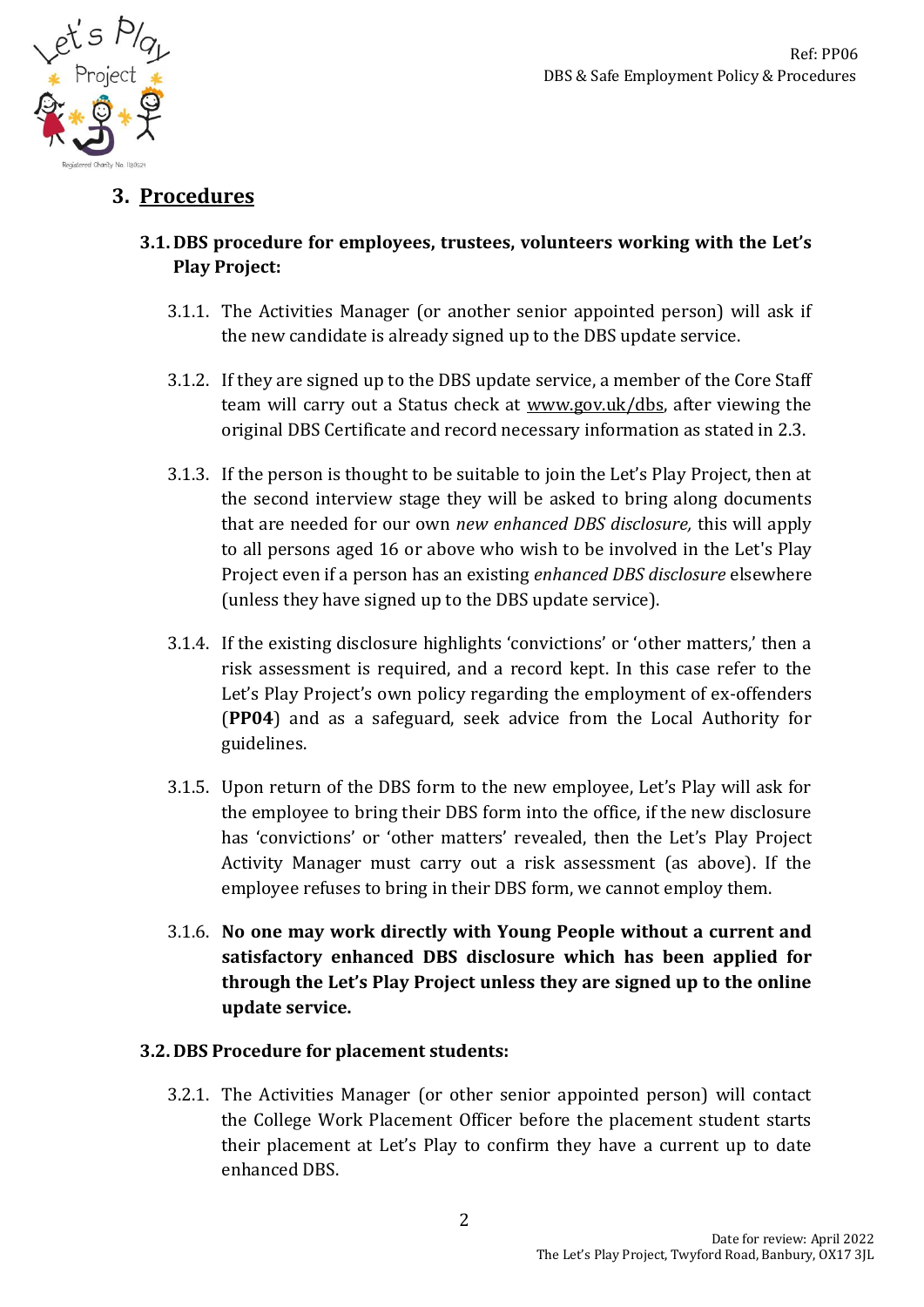## 3. Procedures

### 3.1. DBS procedure for employees, trustees, volunteers working with the Let's Play Project:

3.1.1. The Activities Manager (or another senior appointed person) will ask if the new candidate is already signed up to the DBS update service.

3.1.2. If they are signed up to the DBS update service, a member of the Core Staff team will carry out a Status check at www.gov.uk/dbs, after viewing the original DBS Certificate and record necessary information as stated in 2.3.

3.1.3. If the person is thought to be suitable to join the Let's Play Project, then at the second interview stage they will be asked to bring along documents that are needed for our own *new enhanced DBS disclosure,* this will apply to all persons aged 16 or above who wish to be involved in the Let's Play Project even if a person has an existing *enhanced DBS disclosure* elsewhere (unless they have signed up to the DBS update service).

3.1.4. If the existing disclosure highlights 'convictions' or 'other matters,' then a risk assessment is required, and a record kept. In this case refer to the Let's Play Project's own policy regarding the employment of ex-offenders (**PP04**) and as a safeguard, seek advice from the Local Authority for guidelines.

3.1.5. Upon return of the DBS form to the new employee, Let's Play will ask for the employee to bring their DBS form into the office, if the new disclosure has 'convictions' or 'other matters' revealed, then the Let's Play Project Activity Manager must carry out a risk assessment (as above). If the employee refuses to bring in their DBS form, we cannot employ them.

3.1.6. **No one may work directly with Young People without a current and satisfactory enhanced DBS disclosure which has been applied for through the Let's Play Project unless they are signed up to the online update service.**

### 3.2. DBS Procedure for placement students:

3.2.1. The Activities Manager (or other senior appointed person) will contact the College Work Placement Officer before the placement student starts their placement at Let's Play to confirm they have a current up to date enhanced DBS.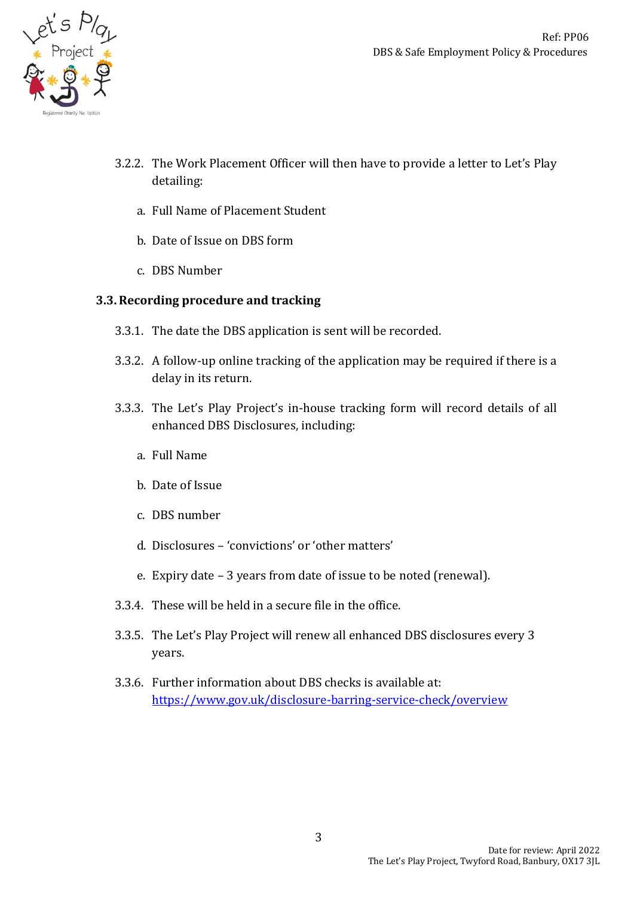3.2.2. The Work Placement Officer will then have to provide a letter to Let's Play detailing:

a. Full Name of Placement Student

b. Date of Issue on DBS form

c. DBS Number

### 3.3. Recording procedure and tracking

3.3.1. The date the DBS application is sent will be recorded.

3.3.2. A follow-up online tracking of the application may be required if there is a delay in its return.

3.3.3. The Let's Play Project's in-house tracking form will record details of all enhanced DBS Disclosures, including:

a. Full Name

b. Date of Issue

c. DBS number

d. Disclosures – 'convictions' or 'other matters'

e. Expiry date – 3 years from date of issue to be noted (renewal).

3.3.4. These will be held in a secure file in the office.

3.3.5. The Let's Play Project will renew all enhanced DBS disclosures every 3 years.

3.3.6. Further information about DBS checks is available at: [https://www.gov.uk/disclosure-barring-service-check/overview](https://www.gov.uk/disclosure-barring-service-check/overview)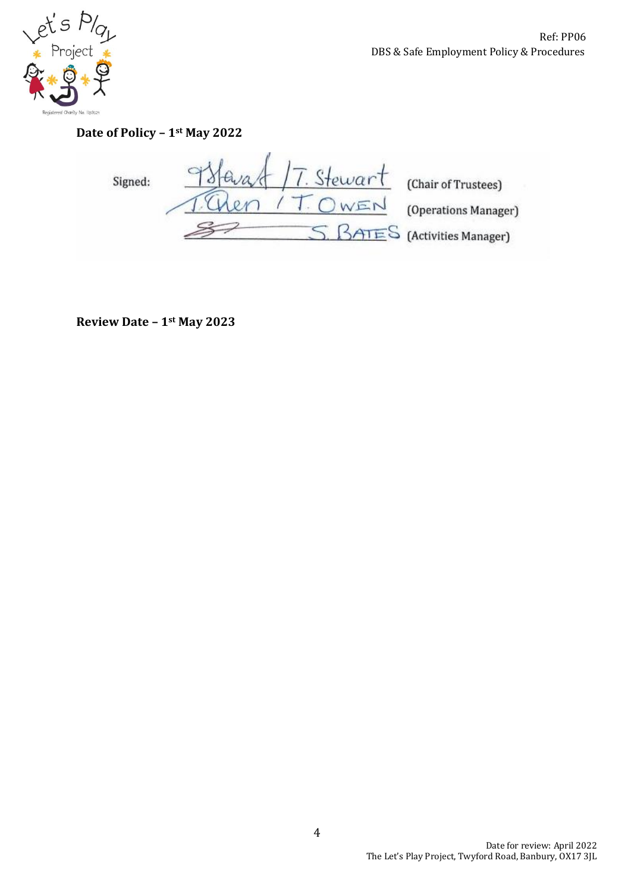**Date of Policy – 1st May 2022**

Signed: T. Stewart (Chair of Trustees)

T. OWEN (Operations Manager)

S. BATES (Activities Manager)

**Review Date – 1st May 2023**